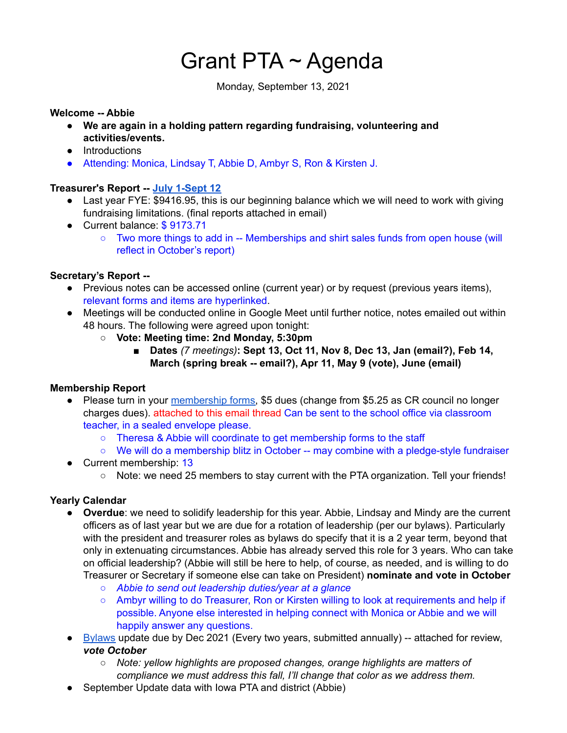# Grant PTA ~ Agenda

Monday, September 13, 2021

**Welcome -- Abbie**

- **We are again in a holding pattern regarding fundraising, volunteering and activities/events.**
- Introductions
- Attending: Monica, Lindsay T, Abbie D, Ambyr S, Ron & Kirsten J.

**Treasurer's Report -- July 1-Sept 12**

- Last year FYE: $9416.95, this is our beginning balance which we will need to work with giving fundraising limitations. (final reports attached in email)
- Current balance: $ 9173.71
  - Two more things to add in -- Memberships and shirt sales funds from open house (will reflect in October's report)

**Secretary's Report --**

- Previous notes can be accessed online (current year) or by request (previous years items), relevant forms and items are hyperlinked.
- Meetings will be conducted online in Google Meet until further notice, notes emailed out within 48 hours. The following were agreed upon tonight:
  - **Vote: Meeting time: 2nd Monday, 5:30pm**
    - **Dates** *(7 meetings)***: Sept 13, Oct 11, Nov 8, Dec 13, Jan (email?), Feb 14, March (spring break -- email?), Apr 11, May 9 (vote), June (email)**

**Membership Report**

- Please turn in your membership forms, $5 dues (change from $5.25 as CR council no longer charges dues). attached to this email thread Can be sent to the school office via classroom teacher, in a sealed envelope please.
  - Theresa & Abbie will coordinate to get membership forms to the staff
  - We will do a membership blitz in October -- may combine with a pledge-style fundraiser
- Current membership: 13
  - Note: we need 25 members to stay current with the PTA organization. Tell your friends!

**Yearly Calendar**

- **Overdue**: we need to solidify leadership for this year. Abbie, Lindsay and Mindy are the current officers as of last year but we are due for a rotation of leadership (per our bylaws). Particularly with the president and treasurer roles as bylaws do specify that it is a 2 year term, beyond that only in extenuating circumstances. Abbie has already served this role for 3 years. Who can take on official leadership? (Abbie will still be here to help, of course, as needed, and is willing to do Treasurer or Secretary if someone else can take on President) **nominate and vote in October**
  - *Abbie to send out leadership duties/year at a glance*
  - Ambyr willing to do Treasurer, Ron or Kirsten willing to look at requirements and help if possible. Anyone else interested in helping connect with Monica or Abbie and we will happily answer any questions.
- Bylaws update due by Dec 2021 (Every two years, submitted annually) -- attached for review, ***vote October***
  - *Note: yellow highlights are proposed changes, orange highlights are matters of compliance we must address this fall, I'll change that color as we address them.*
- September Update data with Iowa PTA and district (Abbie)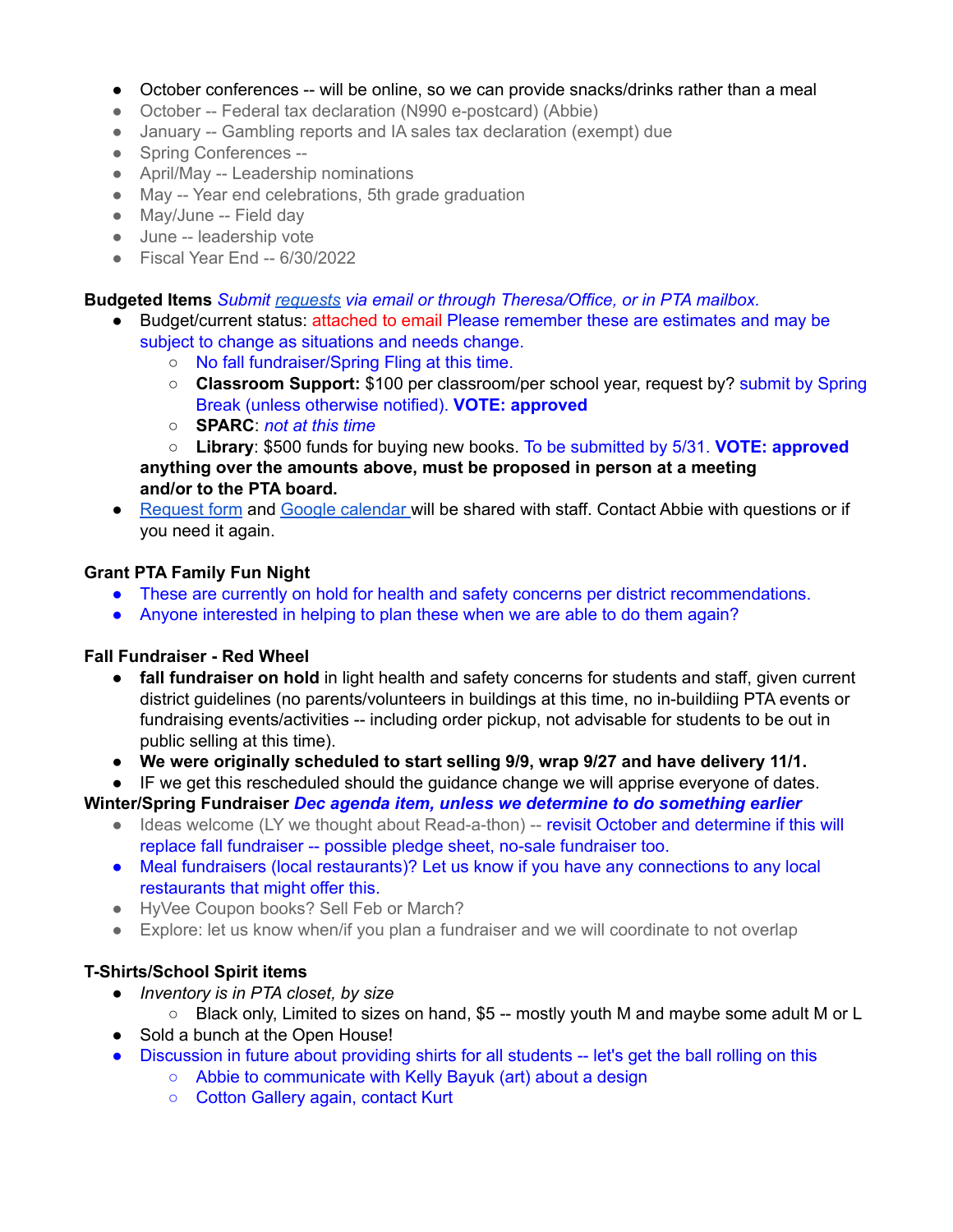- October conferences -- will be online, so we can provide snacks/drinks rather than a meal
- October -- Federal tax declaration (N990 e-postcard) (Abbie)
- January -- Gambling reports and IA sales tax declaration (exempt) due
- Spring Conferences --
- April/May -- Leadership nominations
- May -- Year end celebrations, 5th grade graduation
- May/June -- Field day
- June -- leadership vote
- Fiscal Year End -- 6/30/2022

**Budgeted Items** *Submit requests via email or through Theresa/Office, or in PTA mailbox.*

- Budget/current status: attached to email Please remember these are estimates and may be subject to change as situations and needs change.
  - No fall fundraiser/Spring Fling at this time.
  - **Classroom Support:** $100 per classroom/per school year, request by? submit by Spring Break (unless otherwise notified). **VOTE: approved**
  - **SPARC**: *not at this time*
  - **Library**: $500 funds for buying new books. To be submitted by 5/31. **VOTE: approved**

  **anything over the amounts above, must be proposed in person at a meeting and/or to the PTA board.**
- Request form and Google calendar will be shared with staff. Contact Abbie with questions or if you need it again.

**Grant PTA Family Fun Night**

- These are currently on hold for health and safety concerns per district recommendations.
- Anyone interested in helping to plan these when we are able to do them again?

**Fall Fundraiser - Red Wheel**

- **fall fundraiser on hold** in light health and safety concerns for students and staff, given current district guidelines (no parents/volunteers in buildings at this time, no in-buildiing PTA events or fundraising events/activities -- including order pickup, not advisable for students to be out in public selling at this time).
- **We were originally scheduled to start selling 9/9, wrap 9/27 and have delivery 11/1.**
- IF we get this rescheduled should the guidance change we will apprise everyone of dates.

**Winter/Spring Fundraiser** ***Dec agenda item, unless we determine to do something earlier***

- Ideas welcome (LY we thought about Read-a-thon) -- revisit October and determine if this will replace fall fundraiser -- possible pledge sheet, no-sale fundraiser too.
- Meal fundraisers (local restaurants)? Let us know if you have any connections to any local restaurants that might offer this.
- HyVee Coupon books? Sell Feb or March?
- Explore: let us know when/if you plan a fundraiser and we will coordinate to not overlap

**T-Shirts/School Spirit items**

- *Inventory is in PTA closet, by size*
  - Black only, Limited to sizes on hand, $5 -- mostly youth M and maybe some adult M or L
- Sold a bunch at the Open House!
- Discussion in future about providing shirts for all students -- let's get the ball rolling on this
  - Abbie to communicate with Kelly Bayuk (art) about a design
  - Cotton Gallery again, contact Kurt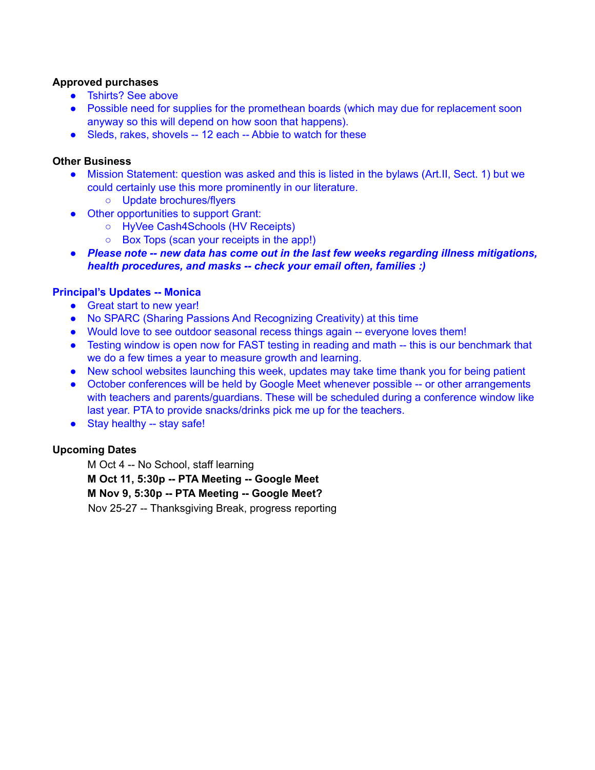**Approved purchases**

- Tshirts? See above
- Possible need for supplies for the promethean boards (which may due for replacement soon anyway so this will depend on how soon that happens).
- Sleds, rakes, shovels -- 12 each -- Abbie to watch for these

**Other Business**

- Mission Statement: question was asked and this is listed in the bylaws (Art.II, Sect. 1) but we could certainly use this more prominently in our literature.
  - Update brochures/flyers
- Other opportunities to support Grant:
  - HyVee Cash4Schools (HV Receipts)
  - Box Tops (scan your receipts in the app!)
- ***Please note -- new data has come out in the last few weeks regarding illness mitigations, health procedures, and masks -- check your email often, families :)***

**Principal's Updates -- Monica**

- Great start to new year!
- No SPARC (Sharing Passions And Recognizing Creativity) at this time
- Would love to see outdoor seasonal recess things again -- everyone loves them!
- Testing window is open now for FAST testing in reading and math -- this is our benchmark that we do a few times a year to measure growth and learning.
- New school websites launching this week, updates may take time thank you for being patient
- October conferences will be held by Google Meet whenever possible -- or other arrangements with teachers and parents/guardians. These will be scheduled during a conference window like last year. PTA to provide snacks/drinks pick me up for the teachers.
- Stay healthy -- stay safe!

**Upcoming Dates**

M Oct 4 -- No School, staff learning
**M Oct 11, 5:30p -- PTA Meeting -- Google Meet**
**M Nov 9, 5:30p -- PTA Meeting -- Google Meet?**
Nov 25-27 -- Thanksgiving Break, progress reporting